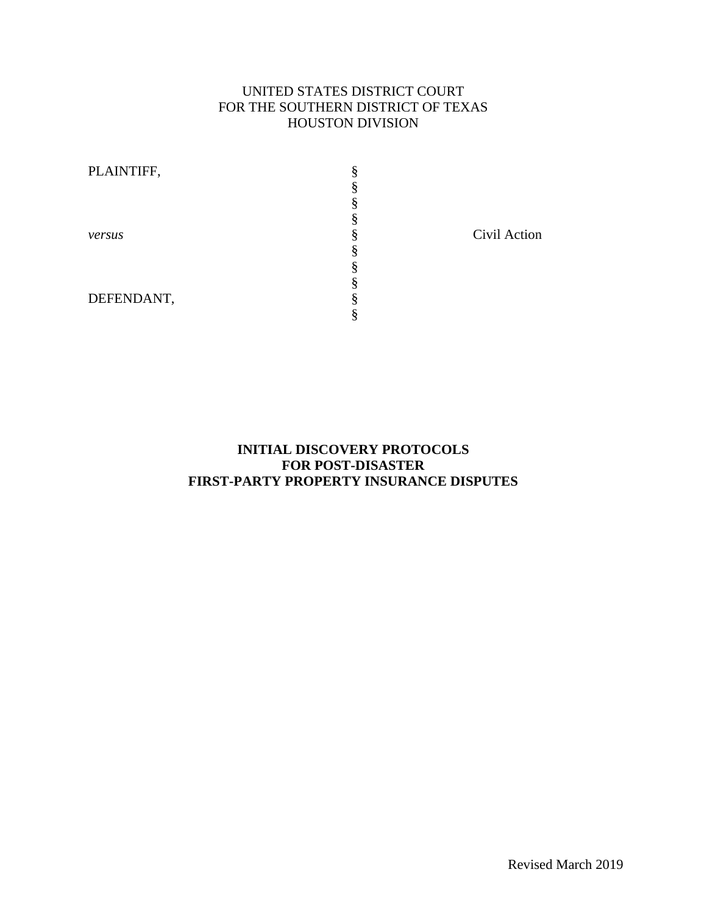UNITED STATES DISTRICT COURT
FOR THE SOUTHERN DISTRICT OF TEXAS
HOUSTON DIVISION

| | | |
|---|---|---|
| PLAINTIFF, | § | |
| | § | |
| | § | |
| | § | |
| *versus* | § | Civil Action |
| | § | |
| | § | |
| | § | |
| DEFENDANT, | § | |
| | § | |

**INITIAL DISCOVERY PROTOCOLS**
**FOR POST-DISASTER**
**FIRST-PARTY PROPERTY INSURANCE DISPUTES**

Revised March 2019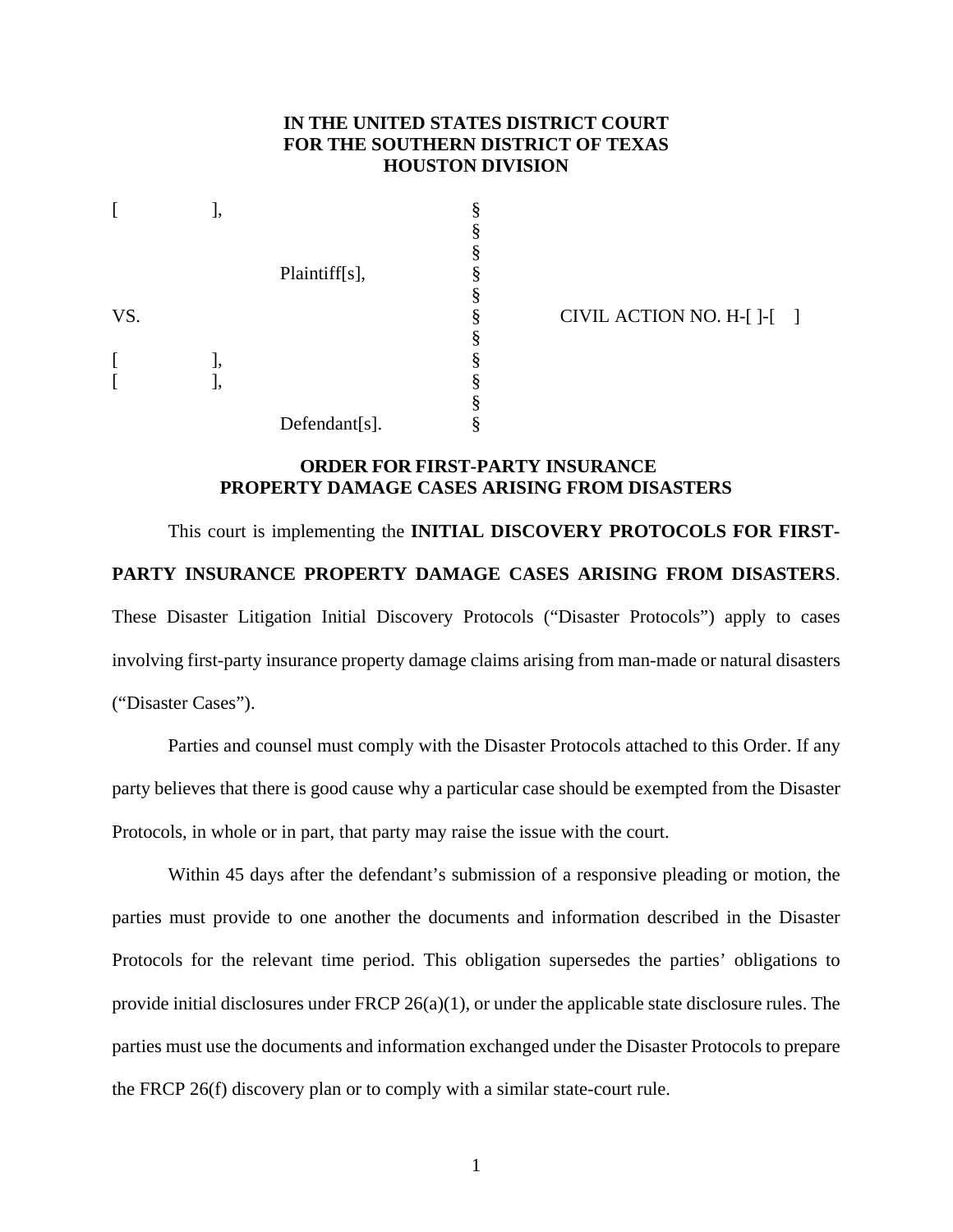**IN THE UNITED STATES DISTRICT COURT**
**FOR THE SOUTHERN DISTRICT OF TEXAS**
**HOUSTON DIVISION**

| | | |
|---|---|---|
| [ ], | § | |
| | § | |
| | § | |
| Plaintiff[s], | § | |
| | § | |
| VS. | § | CIVIL ACTION NO. H-[ ]-[ ] |
| | § | |
| [ ], | § | |
| [ ], | § | |
| | § | |
| Defendant[s]. | § | |

**ORDER FOR FIRST-PARTY INSURANCE PROPERTY DAMAGE CASES ARISING FROM DISASTERS**

This court is implementing the **INITIAL DISCOVERY PROTOCOLS FOR FIRST-PARTY INSURANCE PROPERTY DAMAGE CASES ARISING FROM DISASTERS**. These Disaster Litigation Initial Discovery Protocols ("Disaster Protocols") apply to cases involving first-party insurance property damage claims arising from man-made or natural disasters ("Disaster Cases").

Parties and counsel must comply with the Disaster Protocols attached to this Order. If any party believes that there is good cause why a particular case should be exempted from the Disaster Protocols, in whole or in part, that party may raise the issue with the court.

Within 45 days after the defendant's submission of a responsive pleading or motion, the parties must provide to one another the documents and information described in the Disaster Protocols for the relevant time period. This obligation supersedes the parties' obligations to provide initial disclosures under FRCP 26(a)(1), or under the applicable state disclosure rules. The parties must use the documents and information exchanged under the Disaster Protocols to prepare the FRCP 26(f) discovery plan or to comply with a similar state-court rule.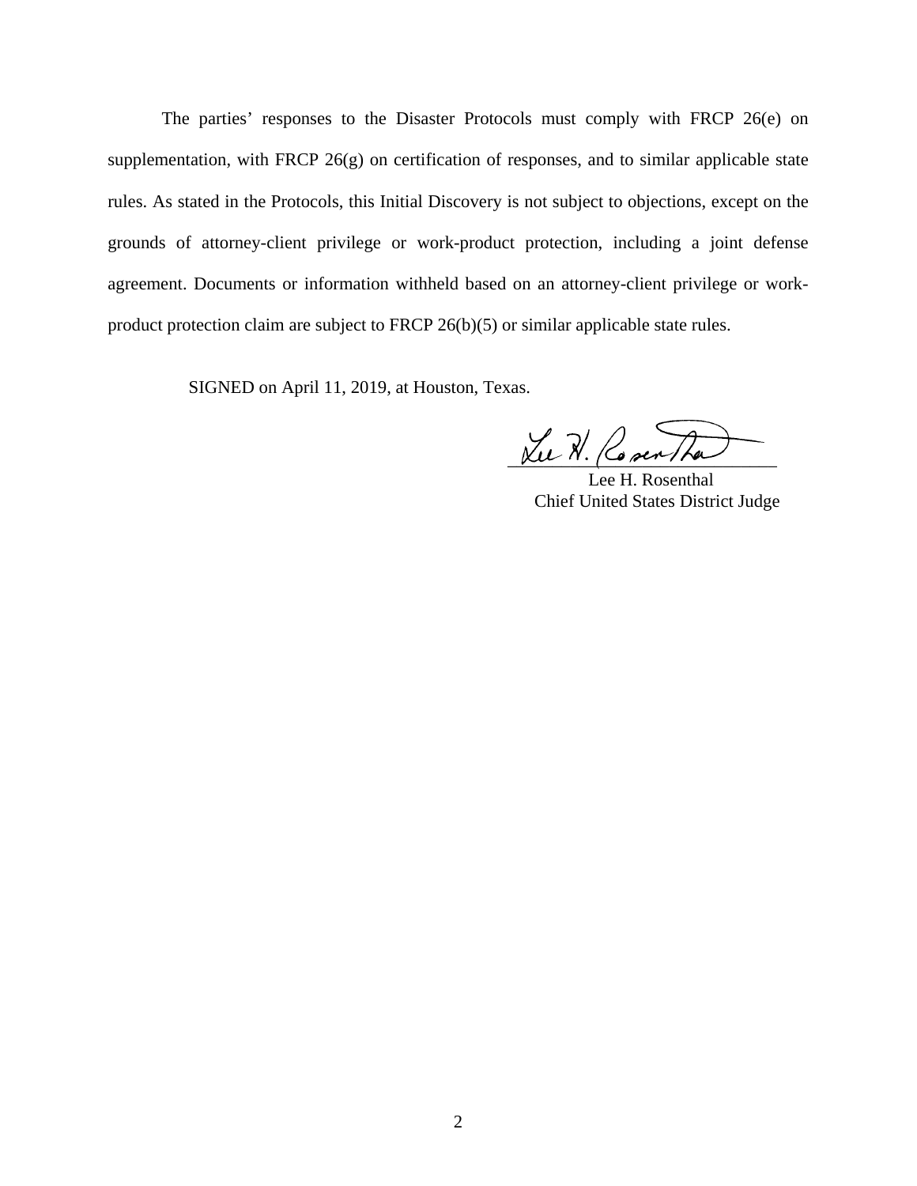The parties' responses to the Disaster Protocols must comply with FRCP 26(e) on supplementation, with FRCP 26(g) on certification of responses, and to similar applicable state rules. As stated in the Protocols, this Initial Discovery is not subject to objections, except on the grounds of attorney-client privilege or work-product protection, including a joint defense agreement. Documents or information withheld based on an attorney-client privilege or work-product protection claim are subject to FRCP 26(b)(5) or similar applicable state rules.

SIGNED on April 11, 2019, at Houston, Texas.

Lee H. Rosenthal
Chief United States District Judge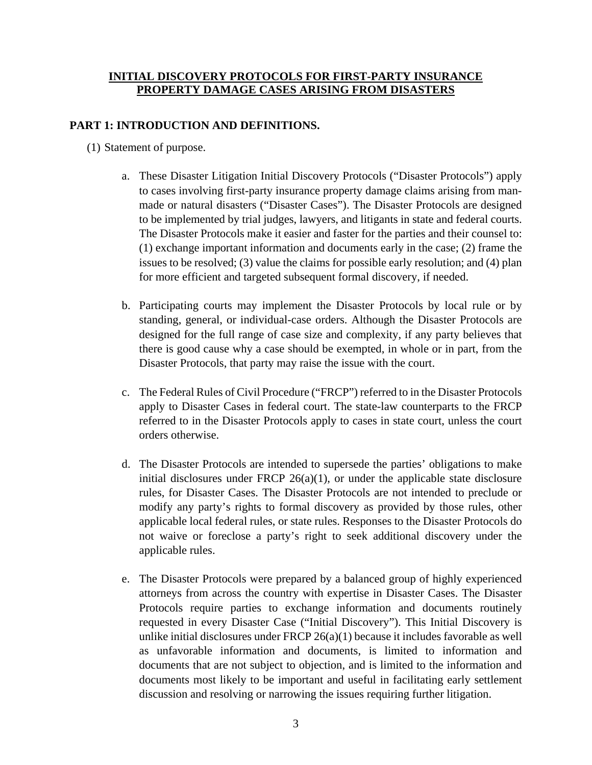**INITIAL DISCOVERY PROTOCOLS FOR FIRST-PARTY INSURANCE PROPERTY DAMAGE CASES ARISING FROM DISASTERS**

## PART 1: INTRODUCTION AND DEFINITIONS.

(1) Statement of purpose.

a. These Disaster Litigation Initial Discovery Protocols ("Disaster Protocols") apply to cases involving first-party insurance property damage claims arising from man-made or natural disasters ("Disaster Cases"). The Disaster Protocols are designed to be implemented by trial judges, lawyers, and litigants in state and federal courts. The Disaster Protocols make it easier and faster for the parties and their counsel to: (1) exchange important information and documents early in the case; (2) frame the issues to be resolved; (3) value the claims for possible early resolution; and (4) plan for more efficient and targeted subsequent formal discovery, if needed.

b. Participating courts may implement the Disaster Protocols by local rule or by standing, general, or individual-case orders. Although the Disaster Protocols are designed for the full range of case size and complexity, if any party believes that there is good cause why a case should be exempted, in whole or in part, from the Disaster Protocols, that party may raise the issue with the court.

c. The Federal Rules of Civil Procedure ("FRCP") referred to in the Disaster Protocols apply to Disaster Cases in federal court. The state-law counterparts to the FRCP referred to in the Disaster Protocols apply to cases in state court, unless the court orders otherwise.

d. The Disaster Protocols are intended to supersede the parties' obligations to make initial disclosures under FRCP 26(a)(1), or under the applicable state disclosure rules, for Disaster Cases. The Disaster Protocols are not intended to preclude or modify any party's rights to formal discovery as provided by those rules, other applicable local federal rules, or state rules. Responses to the Disaster Protocols do not waive or foreclose a party's right to seek additional discovery under the applicable rules.

e. The Disaster Protocols were prepared by a balanced group of highly experienced attorneys from across the country with expertise in Disaster Cases. The Disaster Protocols require parties to exchange information and documents routinely requested in every Disaster Case ("Initial Discovery"). This Initial Discovery is unlike initial disclosures under FRCP 26(a)(1) because it includes favorable as well as unfavorable information and documents, is limited to information and documents that are not subject to objection, and is limited to the information and documents most likely to be important and useful in facilitating early settlement discussion and resolving or narrowing the issues requiring further litigation.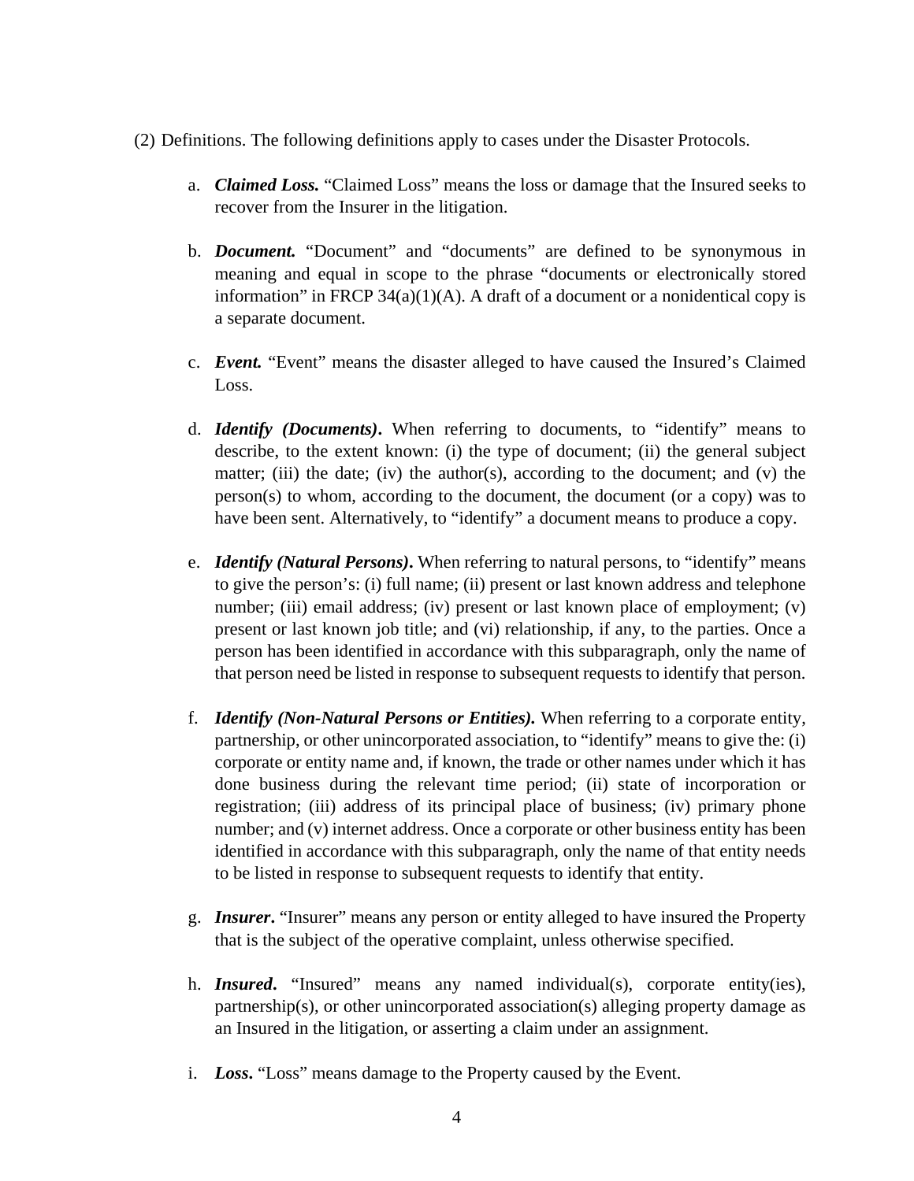(2) Definitions. The following definitions apply to cases under the Disaster Protocols.

a. ***Claimed Loss.*** "Claimed Loss" means the loss or damage that the Insured seeks to recover from the Insurer in the litigation.

b. ***Document.*** "Document" and "documents" are defined to be synonymous in meaning and equal in scope to the phrase "documents or electronically stored information" in FRCP 34(a)(1)(A). A draft of a document or a nonidentical copy is a separate document.

c. ***Event.*** "Event" means the disaster alleged to have caused the Insured's Claimed Loss.

d. ***Identify (Documents)*****.** When referring to documents, to "identify" means to describe, to the extent known: (i) the type of document; (ii) the general subject matter; (iii) the date; (iv) the author(s), according to the document; and (v) the person(s) to whom, according to the document, the document (or a copy) was to have been sent. Alternatively, to "identify" a document means to produce a copy.

e. ***Identify (Natural Persons)*****.** When referring to natural persons, to "identify" means to give the person's: (i) full name; (ii) present or last known address and telephone number; (iii) email address; (iv) present or last known place of employment; (v) present or last known job title; and (vi) relationship, if any, to the parties. Once a person has been identified in accordance with this subparagraph, only the name of that person need be listed in response to subsequent requests to identify that person.

f. ***Identify (Non-Natural Persons or Entities).*** When referring to a corporate entity, partnership, or other unincorporated association, to "identify" means to give the: (i) corporate or entity name and, if known, the trade or other names under which it has done business during the relevant time period; (ii) state of incorporation or registration; (iii) address of its principal place of business; (iv) primary phone number; and (v) internet address. Once a corporate or other business entity has been identified in accordance with this subparagraph, only the name of that entity needs to be listed in response to subsequent requests to identify that entity.

g. ***Insurer*****.** "Insurer" means any person or entity alleged to have insured the Property that is the subject of the operative complaint, unless otherwise specified.

h. ***Insured*****.** "Insured" means any named individual(s), corporate entity(ies), partnership(s), or other unincorporated association(s) alleging property damage as an Insured in the litigation, or asserting a claim under an assignment.

i. ***Loss*****.** "Loss" means damage to the Property caused by the Event.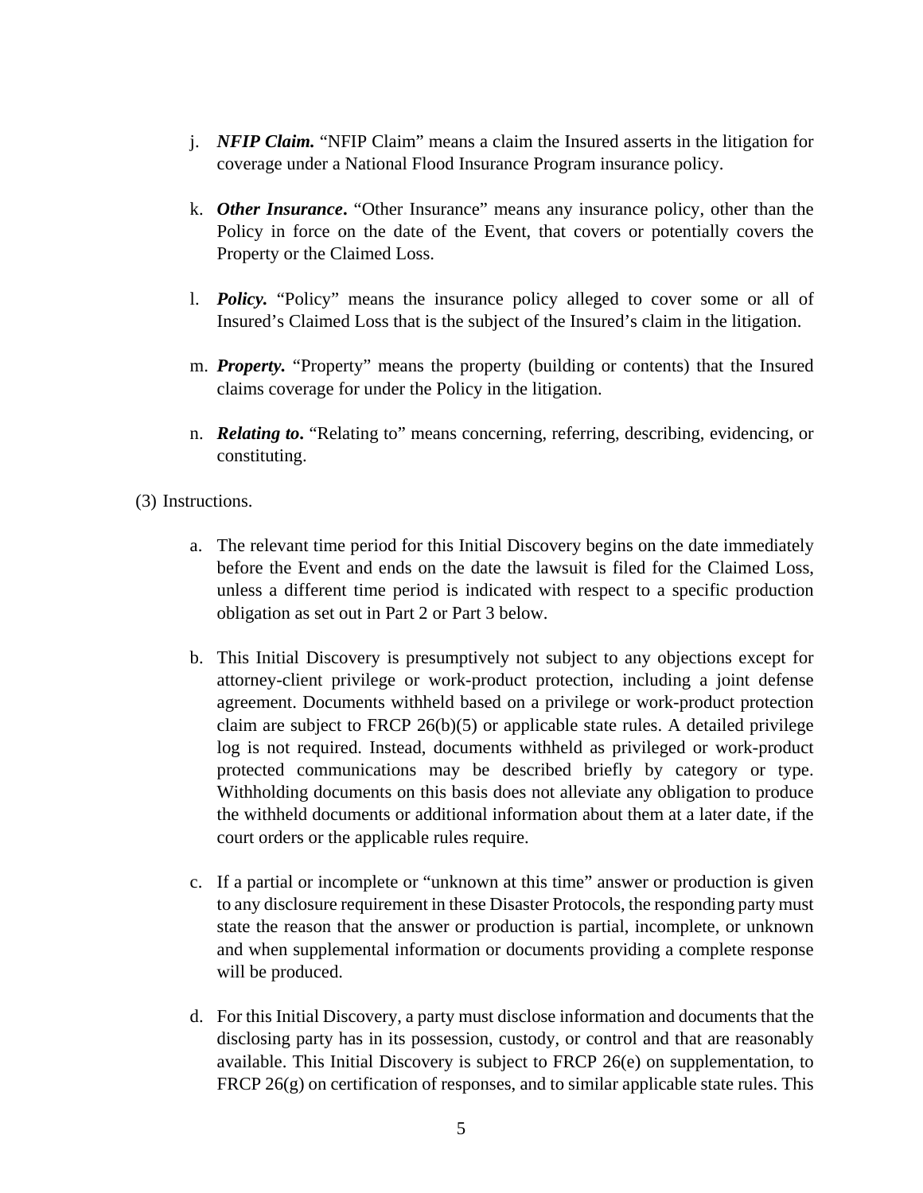j. ***NFIP Claim.*** "NFIP Claim" means a claim the Insured asserts in the litigation for coverage under a National Flood Insurance Program insurance policy.

k. ***Other Insurance***. "Other Insurance" means any insurance policy, other than the Policy in force on the date of the Event, that covers or potentially covers the Property or the Claimed Loss.

l. ***Policy.*** "Policy" means the insurance policy alleged to cover some or all of Insured's Claimed Loss that is the subject of the Insured's claim in the litigation.

m. ***Property.*** "Property" means the property (building or contents) that the Insured claims coverage for under the Policy in the litigation.

n. ***Relating to***. "Relating to" means concerning, referring, describing, evidencing, or constituting.

(3) Instructions.

a. The relevant time period for this Initial Discovery begins on the date immediately before the Event and ends on the date the lawsuit is filed for the Claimed Loss, unless a different time period is indicated with respect to a specific production obligation as set out in Part 2 or Part 3 below.

b. This Initial Discovery is presumptively not subject to any objections except for attorney-client privilege or work-product protection, including a joint defense agreement. Documents withheld based on a privilege or work-product protection claim are subject to FRCP 26(b)(5) or applicable state rules. A detailed privilege log is not required. Instead, documents withheld as privileged or work-product protected communications may be described briefly by category or type. Withholding documents on this basis does not alleviate any obligation to produce the withheld documents or additional information about them at a later date, if the court orders or the applicable rules require.

c. If a partial or incomplete or "unknown at this time" answer or production is given to any disclosure requirement in these Disaster Protocols, the responding party must state the reason that the answer or production is partial, incomplete, or unknown and when supplemental information or documents providing a complete response will be produced.

d. For this Initial Discovery, a party must disclose information and documents that the disclosing party has in its possession, custody, or control and that are reasonably available. This Initial Discovery is subject to FRCP 26(e) on supplementation, to FRCP 26(g) on certification of responses, and to similar applicable state rules. This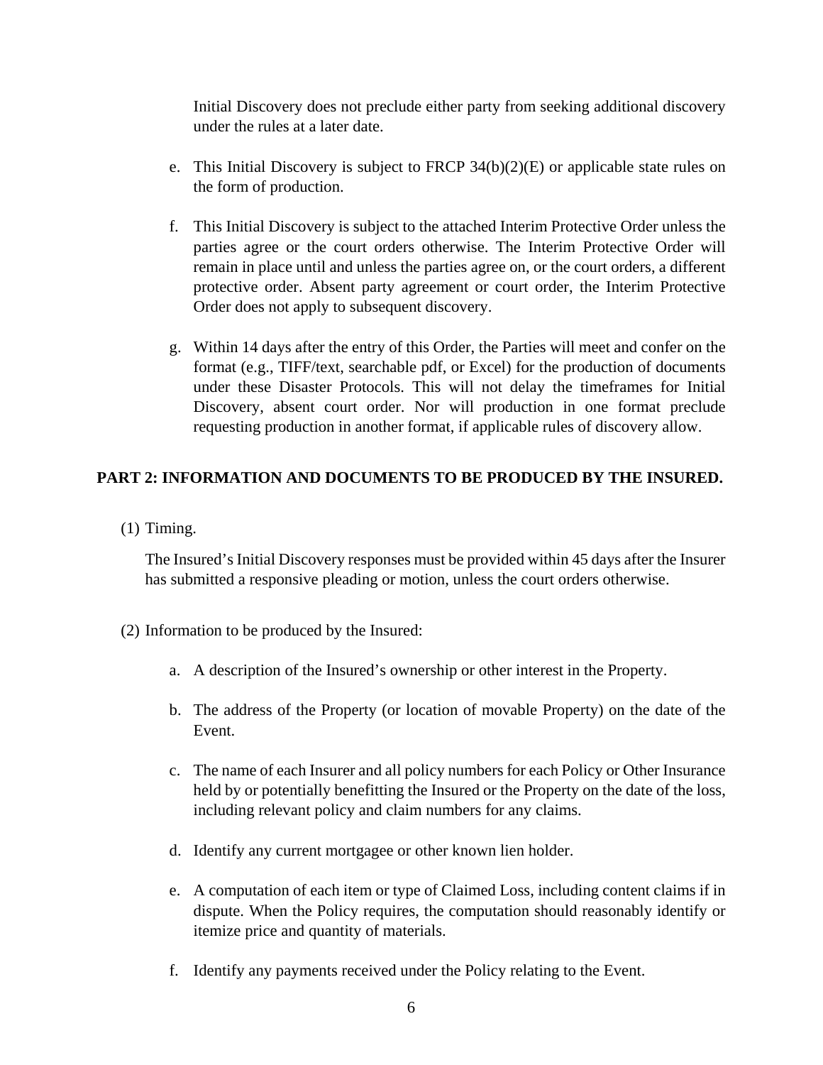Initial Discovery does not preclude either party from seeking additional discovery under the rules at a later date.

e. This Initial Discovery is subject to FRCP 34(b)(2)(E) or applicable state rules on the form of production.

f. This Initial Discovery is subject to the attached Interim Protective Order unless the parties agree or the court orders otherwise. The Interim Protective Order will remain in place until and unless the parties agree on, or the court orders, a different protective order. Absent party agreement or court order, the Interim Protective Order does not apply to subsequent discovery.

g. Within 14 days after the entry of this Order, the Parties will meet and confer on the format (e.g., TIFF/text, searchable pdf, or Excel) for the production of documents under these Disaster Protocols. This will not delay the timeframes for Initial Discovery, absent court order. Nor will production in one format preclude requesting production in another format, if applicable rules of discovery allow.

## PART 2: INFORMATION AND DOCUMENTS TO BE PRODUCED BY THE INSURED.

(1) Timing.

The Insured's Initial Discovery responses must be provided within 45 days after the Insurer has submitted a responsive pleading or motion, unless the court orders otherwise.

(2) Information to be produced by the Insured:

a. A description of the Insured's ownership or other interest in the Property.

b. The address of the Property (or location of movable Property) on the date of the Event.

c. The name of each Insurer and all policy numbers for each Policy or Other Insurance held by or potentially benefitting the Insured or the Property on the date of the loss, including relevant policy and claim numbers for any claims.

d. Identify any current mortgagee or other known lien holder.

e. A computation of each item or type of Claimed Loss, including content claims if in dispute. When the Policy requires, the computation should reasonably identify or itemize price and quantity of materials.

f. Identify any payments received under the Policy relating to the Event.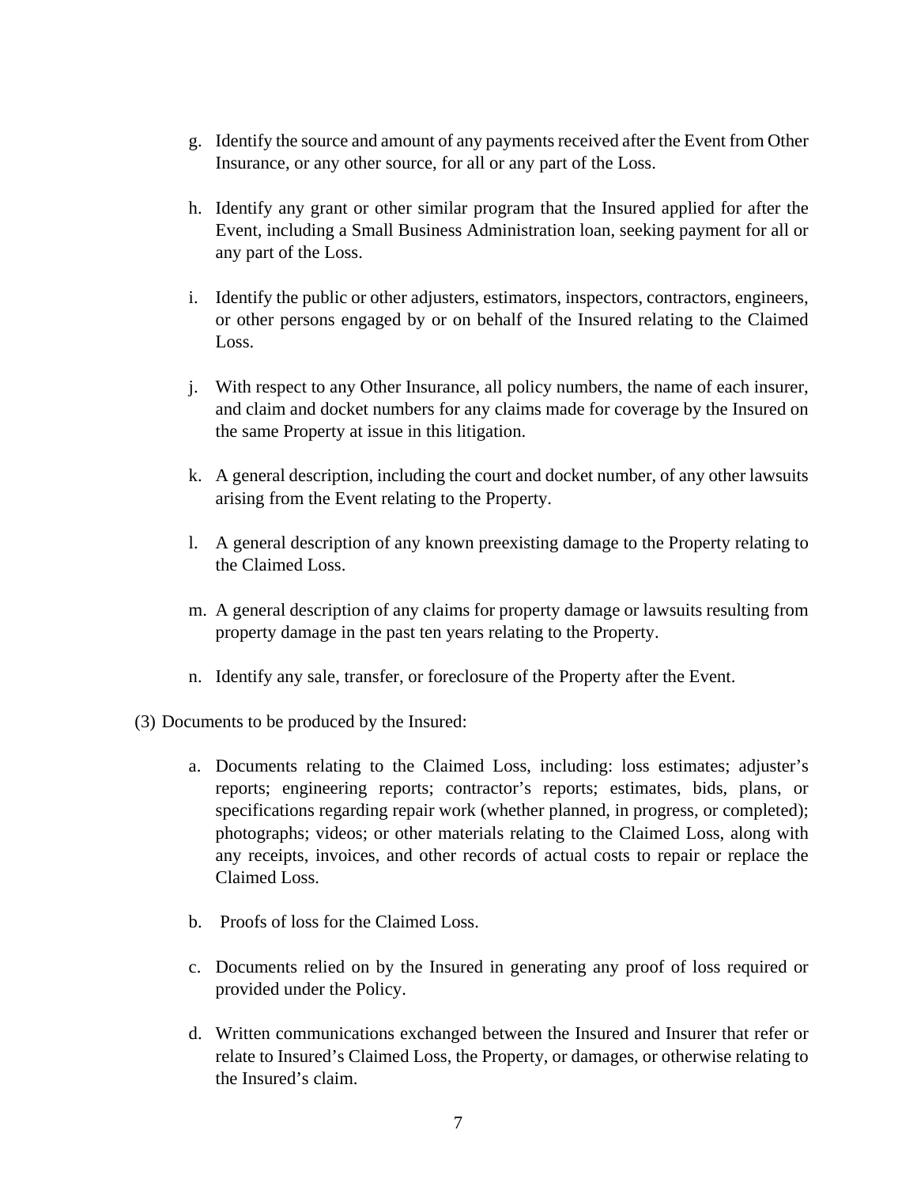g. Identify the source and amount of any payments received after the Event from Other Insurance, or any other source, for all or any part of the Loss.

h. Identify any grant or other similar program that the Insured applied for after the Event, including a Small Business Administration loan, seeking payment for all or any part of the Loss.

i. Identify the public or other adjusters, estimators, inspectors, contractors, engineers, or other persons engaged by or on behalf of the Insured relating to the Claimed Loss.

j. With respect to any Other Insurance, all policy numbers, the name of each insurer, and claim and docket numbers for any claims made for coverage by the Insured on the same Property at issue in this litigation.

k. A general description, including the court and docket number, of any other lawsuits arising from the Event relating to the Property.

l. A general description of any known preexisting damage to the Property relating to the Claimed Loss.

m. A general description of any claims for property damage or lawsuits resulting from property damage in the past ten years relating to the Property.

n. Identify any sale, transfer, or foreclosure of the Property after the Event.

(3) Documents to be produced by the Insured:

a. Documents relating to the Claimed Loss, including: loss estimates; adjuster's reports; engineering reports; contractor's reports; estimates, bids, plans, or specifications regarding repair work (whether planned, in progress, or completed); photographs; videos; or other materials relating to the Claimed Loss, along with any receipts, invoices, and other records of actual costs to repair or replace the Claimed Loss.

b. Proofs of loss for the Claimed Loss.

c. Documents relied on by the Insured in generating any proof of loss required or provided under the Policy.

d. Written communications exchanged between the Insured and Insurer that refer or relate to Insured's Claimed Loss, the Property, or damages, or otherwise relating to the Insured's claim.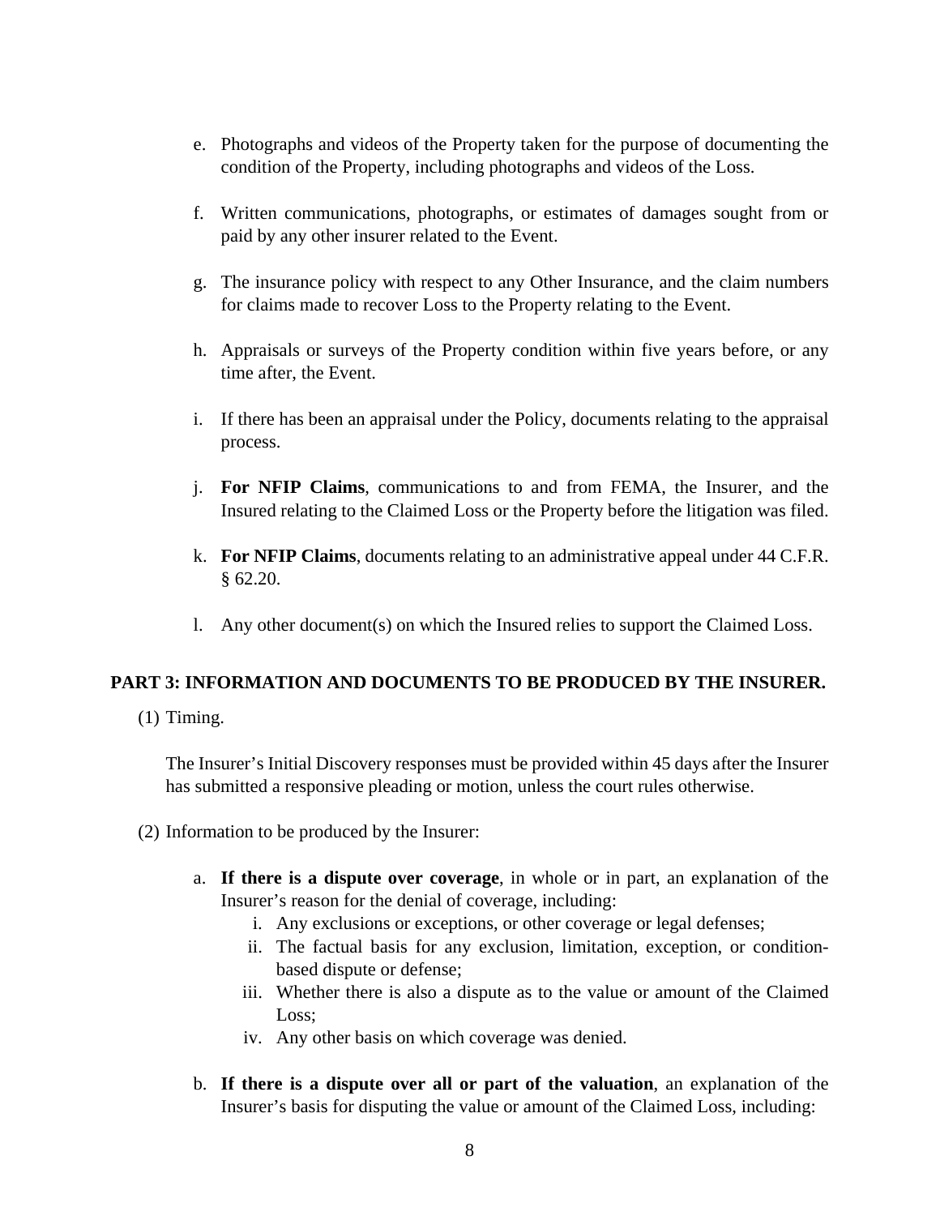e. Photographs and videos of the Property taken for the purpose of documenting the condition of the Property, including photographs and videos of the Loss.

f. Written communications, photographs, or estimates of damages sought from or paid by any other insurer related to the Event.

g. The insurance policy with respect to any Other Insurance, and the claim numbers for claims made to recover Loss to the Property relating to the Event.

h. Appraisals or surveys of the Property condition within five years before, or any time after, the Event.

i. If there has been an appraisal under the Policy, documents relating to the appraisal process.

j. **For NFIP Claims**, communications to and from FEMA, the Insurer, and the Insured relating to the Claimed Loss or the Property before the litigation was filed.

k. **For NFIP Claims**, documents relating to an administrative appeal under 44 C.F.R. § 62.20.

l. Any other document(s) on which the Insured relies to support the Claimed Loss.

## PART 3: INFORMATION AND DOCUMENTS TO BE PRODUCED BY THE INSURER.

(1) Timing.

The Insurer's Initial Discovery responses must be provided within 45 days after the Insurer has submitted a responsive pleading or motion, unless the court rules otherwise.

(2) Information to be produced by the Insurer:

a. **If there is a dispute over coverage**, in whole or in part, an explanation of the Insurer's reason for the denial of coverage, including:
   i. Any exclusions or exceptions, or other coverage or legal defenses;
   ii. The factual basis for any exclusion, limitation, exception, or condition-based dispute or defense;
   iii. Whether there is also a dispute as to the value or amount of the Claimed Loss;
   iv. Any other basis on which coverage was denied.

b. **If there is a dispute over all or part of the valuation**, an explanation of the Insurer's basis for disputing the value or amount of the Claimed Loss, including: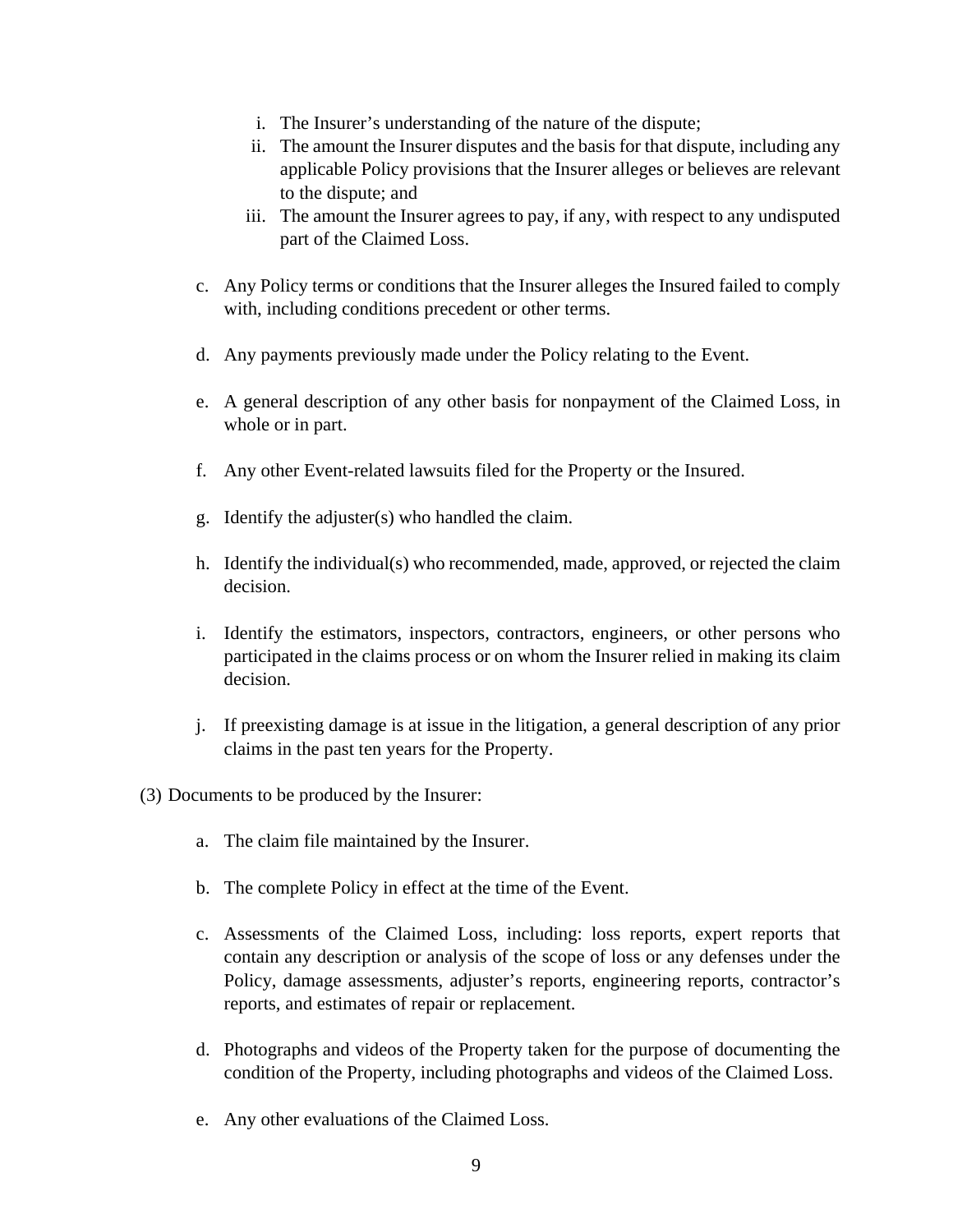i. The Insurer's understanding of the nature of the dispute;
   ii. The amount the Insurer disputes and the basis for that dispute, including any applicable Policy provisions that the Insurer alleges or believes are relevant to the dispute; and
   iii. The amount the Insurer agrees to pay, if any, with respect to any undisputed part of the Claimed Loss.

c. Any Policy terms or conditions that the Insurer alleges the Insured failed to comply with, including conditions precedent or other terms.

d. Any payments previously made under the Policy relating to the Event.

e. A general description of any other basis for nonpayment of the Claimed Loss, in whole or in part.

f. Any other Event-related lawsuits filed for the Property or the Insured.

g. Identify the adjuster(s) who handled the claim.

h. Identify the individual(s) who recommended, made, approved, or rejected the claim decision.

i. Identify the estimators, inspectors, contractors, engineers, or other persons who participated in the claims process or on whom the Insurer relied in making its claim decision.

j. If preexisting damage is at issue in the litigation, a general description of any prior claims in the past ten years for the Property.

(3) Documents to be produced by the Insurer:

a. The claim file maintained by the Insurer.

b. The complete Policy in effect at the time of the Event.

c. Assessments of the Claimed Loss, including: loss reports, expert reports that contain any description or analysis of the scope of loss or any defenses under the Policy, damage assessments, adjuster's reports, engineering reports, contractor's reports, and estimates of repair or replacement.

d. Photographs and videos of the Property taken for the purpose of documenting the condition of the Property, including photographs and videos of the Claimed Loss.

e. Any other evaluations of the Claimed Loss.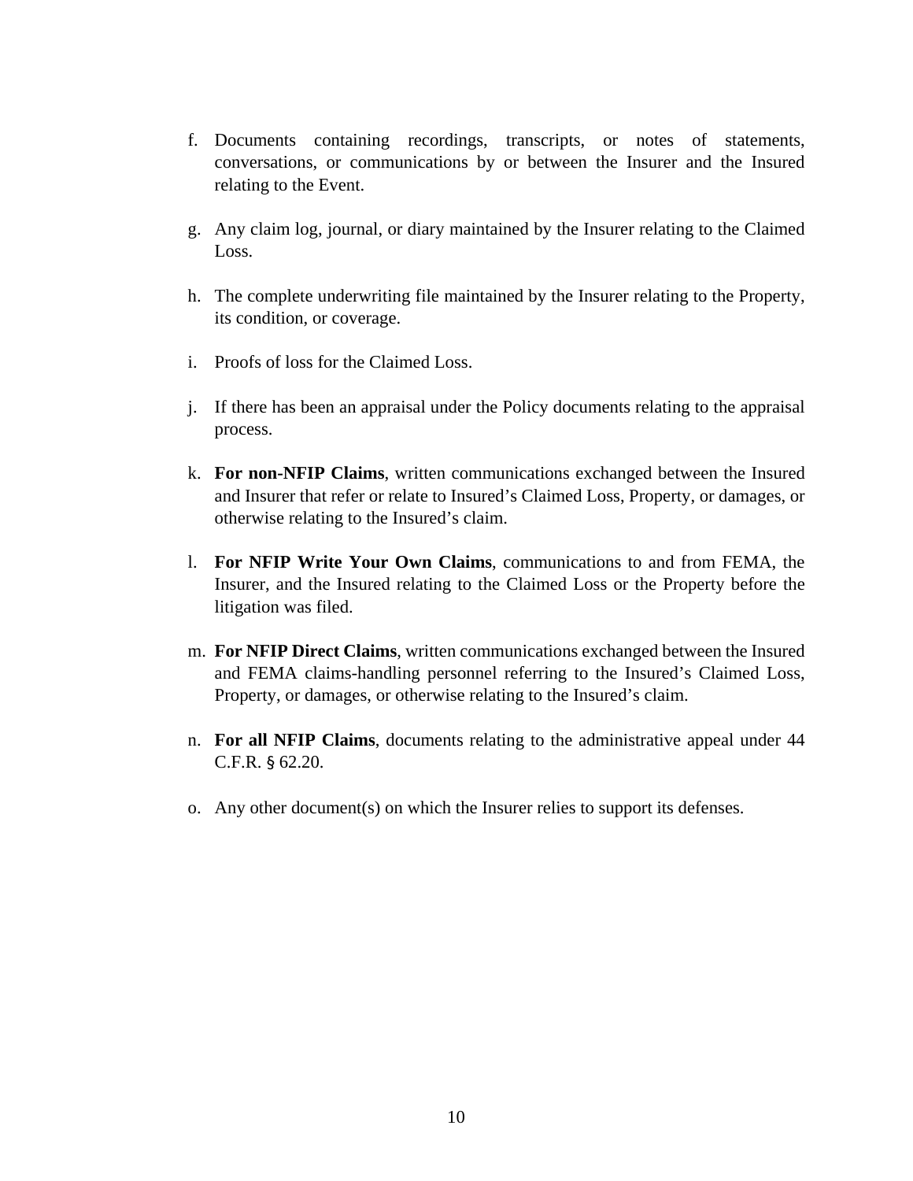f. Documents containing recordings, transcripts, or notes of statements, conversations, or communications by or between the Insurer and the Insured relating to the Event.

g. Any claim log, journal, or diary maintained by the Insurer relating to the Claimed Loss.

h. The complete underwriting file maintained by the Insurer relating to the Property, its condition, or coverage.

i. Proofs of loss for the Claimed Loss.

j. If there has been an appraisal under the Policy documents relating to the appraisal process.

k. **For non-NFIP Claims**, written communications exchanged between the Insured and Insurer that refer or relate to Insured's Claimed Loss, Property, or damages, or otherwise relating to the Insured's claim.

l. **For NFIP Write Your Own Claims**, communications to and from FEMA, the Insurer, and the Insured relating to the Claimed Loss or the Property before the litigation was filed.

m. **For NFIP Direct Claims**, written communications exchanged between the Insured and FEMA claims-handling personnel referring to the Insured's Claimed Loss, Property, or damages, or otherwise relating to the Insured's claim.

n. **For all NFIP Claims**, documents relating to the administrative appeal under 44 C.F.R. § 62.20.

o. Any other document(s) on which the Insurer relies to support its defenses.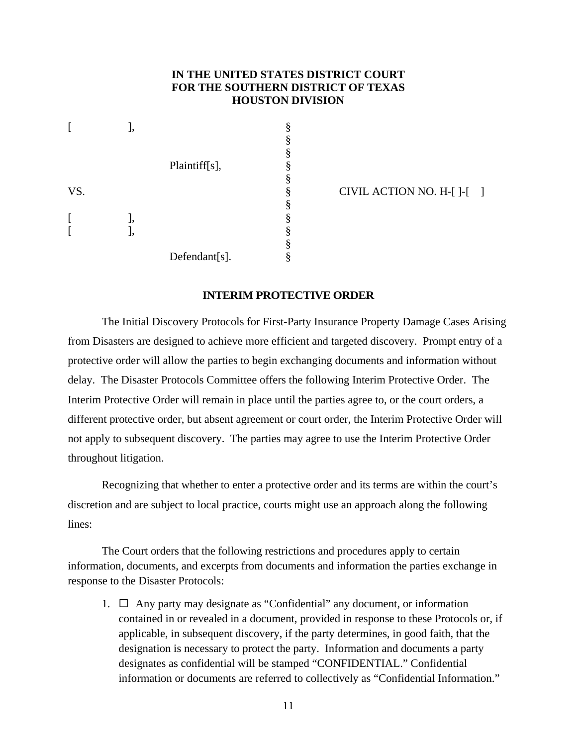**IN THE UNITED STATES DISTRICT COURT**
**FOR THE SOUTHERN DISTRICT OF TEXAS**
**HOUSTON DIVISION**

| | | |
|---|---|---|
| [ ], | § | |
| | § | |
| | § | |
| Plaintiff[s], | § | |
| | § | |
| VS. | § | CIVIL ACTION NO. H-[ ]-[ ] |
| | § | |
| [ ], | § | |
| [ ], | § | |
| | § | |
| Defendant[s]. | § | |

**INTERIM PROTECTIVE ORDER**

The Initial Discovery Protocols for First-Party Insurance Property Damage Cases Arising from Disasters are designed to achieve more efficient and targeted discovery. Prompt entry of a protective order will allow the parties to begin exchanging documents and information without delay. The Disaster Protocols Committee offers the following Interim Protective Order. The Interim Protective Order will remain in place until the parties agree to, or the court orders, a different protective order, but absent agreement or court order, the Interim Protective Order will not apply to subsequent discovery. The parties may agree to use the Interim Protective Order throughout litigation.

Recognizing that whether to enter a protective order and its terms are within the court's discretion and are subject to local practice, courts might use an approach along the following lines:

The Court orders that the following restrictions and procedures apply to certain information, documents, and excerpts from documents and information the parties exchange in response to the Disaster Protocols:

1. ☐ Any party may designate as "Confidential" any document, or information contained in or revealed in a document, provided in response to these Protocols or, if applicable, in subsequent discovery, if the party determines, in good faith, that the designation is necessary to protect the party. Information and documents a party designates as confidential will be stamped "CONFIDENTIAL." Confidential information or documents are referred to collectively as "Confidential Information."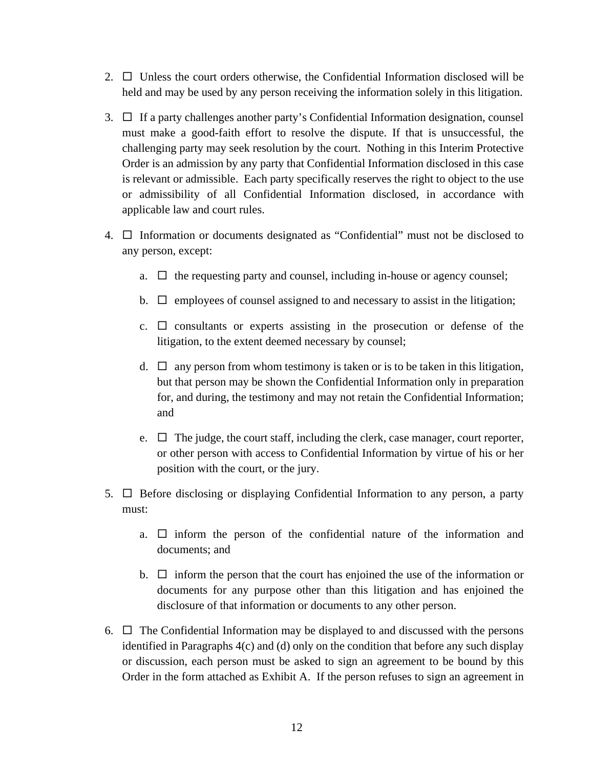2. ☐ Unless the court orders otherwise, the Confidential Information disclosed will be held and may be used by any person receiving the information solely in this litigation.

3. ☐ If a party challenges another party's Confidential Information designation, counsel must make a good-faith effort to resolve the dispute. If that is unsuccessful, the challenging party may seek resolution by the court. Nothing in this Interim Protective Order is an admission by any party that Confidential Information disclosed in this case is relevant or admissible. Each party specifically reserves the right to object to the use or admissibility of all Confidential Information disclosed, in accordance with applicable law and court rules.

4. ☐ Information or documents designated as "Confidential" must not be disclosed to any person, except:

   a. ☐ the requesting party and counsel, including in-house or agency counsel;

   b. ☐ employees of counsel assigned to and necessary to assist in the litigation;

   c. ☐ consultants or experts assisting in the prosecution or defense of the litigation, to the extent deemed necessary by counsel;

   d. ☐ any person from whom testimony is taken or is to be taken in this litigation, but that person may be shown the Confidential Information only in preparation for, and during, the testimony and may not retain the Confidential Information; and

   e. ☐ The judge, the court staff, including the clerk, case manager, court reporter, or other person with access to Confidential Information by virtue of his or her position with the court, or the jury.

5. ☐ Before disclosing or displaying Confidential Information to any person, a party must:

   a. ☐ inform the person of the confidential nature of the information and documents; and

   b. ☐ inform the person that the court has enjoined the use of the information or documents for any purpose other than this litigation and has enjoined the disclosure of that information or documents to any other person.

6. ☐ The Confidential Information may be displayed to and discussed with the persons identified in Paragraphs 4(c) and (d) only on the condition that before any such display or discussion, each person must be asked to sign an agreement to be bound by this Order in the form attached as Exhibit A. If the person refuses to sign an agreement in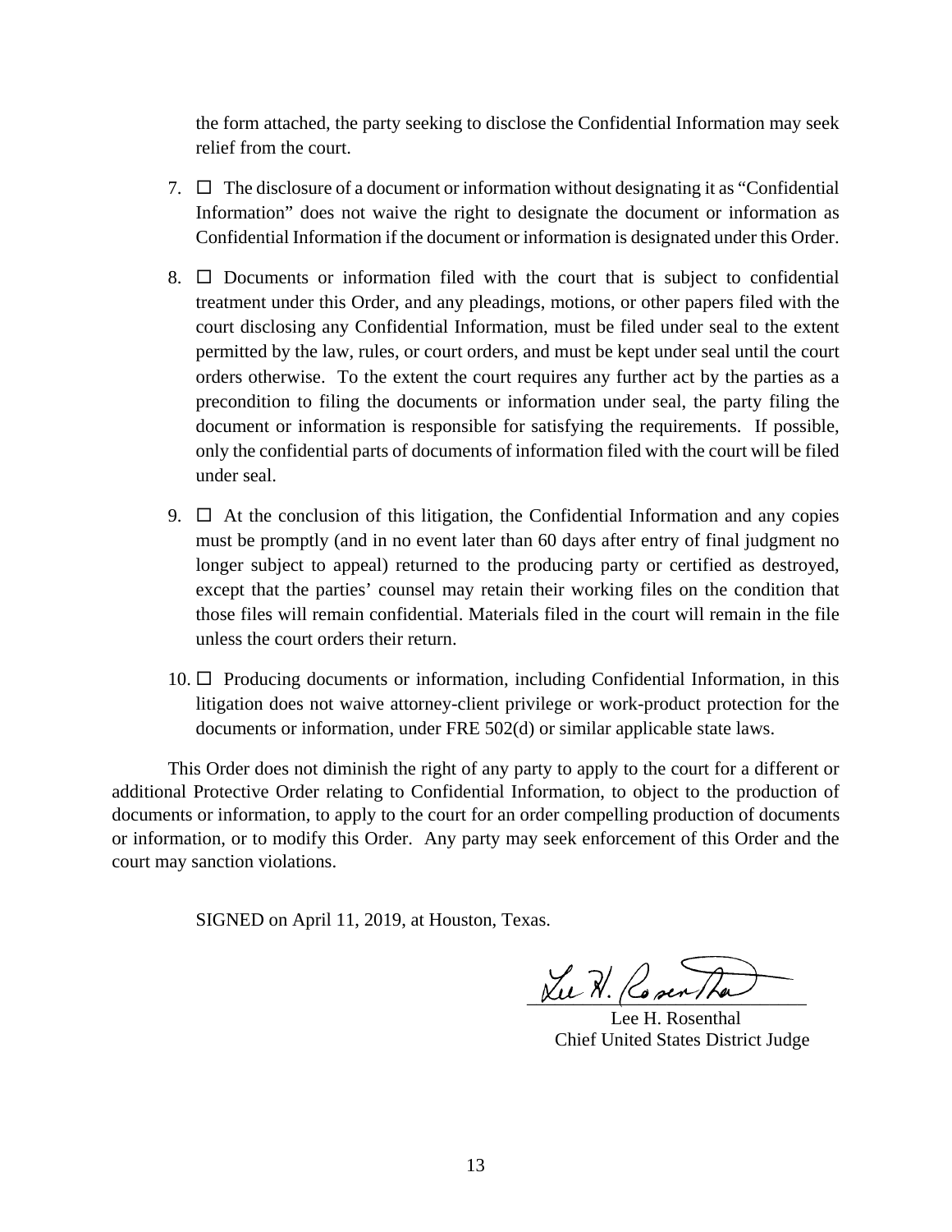the form attached, the party seeking to disclose the Confidential Information may seek relief from the court.

7. ☐ The disclosure of a document or information without designating it as "Confidential Information" does not waive the right to designate the document or information as Confidential Information if the document or information is designated under this Order.

8. ☐ Documents or information filed with the court that is subject to confidential treatment under this Order, and any pleadings, motions, or other papers filed with the court disclosing any Confidential Information, must be filed under seal to the extent permitted by the law, rules, or court orders, and must be kept under seal until the court orders otherwise. To the extent the court requires any further act by the parties as a precondition to filing the documents or information under seal, the party filing the document or information is responsible for satisfying the requirements. If possible, only the confidential parts of documents of information filed with the court will be filed under seal.

9. ☐ At the conclusion of this litigation, the Confidential Information and any copies must be promptly (and in no event later than 60 days after entry of final judgment no longer subject to appeal) returned to the producing party or certified as destroyed, except that the parties' counsel may retain their working files on the condition that those files will remain confidential. Materials filed in the court will remain in the file unless the court orders their return.

10. ☐ Producing documents or information, including Confidential Information, in this litigation does not waive attorney-client privilege or work-product protection for the documents or information, under FRE 502(d) or similar applicable state laws.

This Order does not diminish the right of any party to apply to the court for a different or additional Protective Order relating to Confidential Information, to object to the production of documents or information, to apply to the court for an order compelling production of documents or information, or to modify this Order. Any party may seek enforcement of this Order and the court may sanction violations.

SIGNED on April 11, 2019, at Houston, Texas.

Lee H. Rosenthal
Chief United States District Judge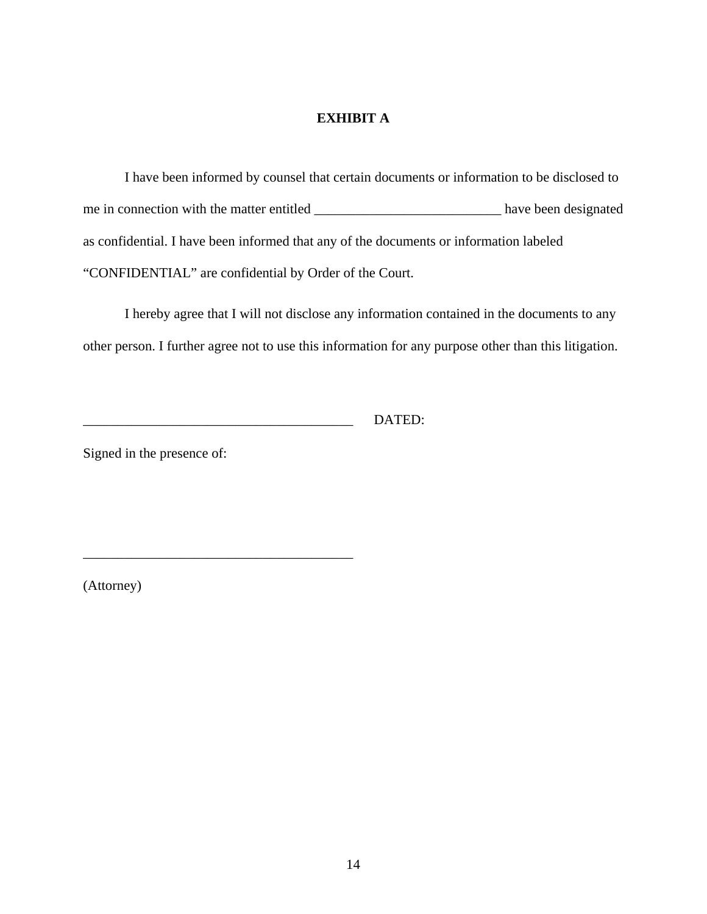**EXHIBIT A**

I have been informed by counsel that certain documents or information to be disclosed to me in connection with the matter entitled ___________________________ have been designated as confidential. I have been informed that any of the documents or information labeled “CONFIDENTIAL” are confidential by Order of the Court.

I hereby agree that I will not disclose any information contained in the documents to any other person. I further agree not to use this information for any purpose other than this litigation.

_______________________________________ DATED:

Signed in the presence of:

_______________________________________

(Attorney)